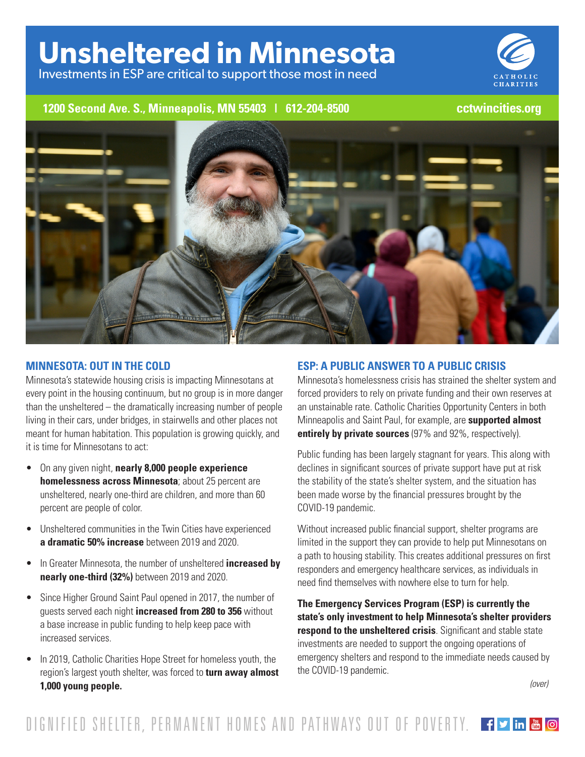# Unsheltered in Minnesota

Investments in ESP are critical to support those most in need

CATHOLIC CHARITIES

**1200 Second Ave. S., Minneapolis, MN 55403 | 612-204-8500** **cctwincities.org**

## MINNESOTA: OUT IN THE COLD

Minnesota's statewide housing crisis is impacting Minnesotans at every point in the housing continuum, but no group is in more danger than the unsheltered – the dramatically increasing number of people living in their cars, under bridges, in stairwells and other places not meant for human habitation. This population is growing quickly, and it is time for Minnesotans to act:

- On any given night, **nearly 8,000 people experience homelessness across Minnesota**; about 25 percent are unsheltered, nearly one-third are children, and more than 60 percent are people of color.
- Unsheltered communities in the Twin Cities have experienced **a dramatic 50% increase** between 2019 and 2020.
- In Greater Minnesota, the number of unsheltered **increased by nearly one-third (32%)** between 2019 and 2020.
- Since Higher Ground Saint Paul opened in 2017, the number of guests served each night **increased from 280 to 356** without a base increase in public funding to help keep pace with increased services.
- In 2019, Catholic Charities Hope Street for homeless youth, the region's largest youth shelter, was forced to **turn away almost 1,000 young people.**

## ESP: A PUBLIC ANSWER TO A PUBLIC CRISIS

Minnesota's homelessness crisis has strained the shelter system and forced providers to rely on private funding and their own reserves at an unstainable rate. Catholic Charities Opportunity Centers in both Minneapolis and Saint Paul, for example, are **supported almost entirely by private sources** (97% and 92%, respectively).

Public funding has been largely stagnant for years. This along with declines in significant sources of private support have put at risk the stability of the state's shelter system, and the situation has been made worse by the financial pressures brought by the COVID-19 pandemic.

Without increased public financial support, shelter programs are limited in the support they can provide to help put Minnesotans on a path to housing stability. This creates additional pressures on first responders and emergency healthcare services, as individuals in need find themselves with nowhere else to turn for help.

**The Emergency Services Program (ESP) is currently the state's only investment to help Minnesota's shelter providers respond to the unsheltered crisis**. Significant and stable state investments are needed to support the ongoing operations of emergency shelters and respond to the immediate needs caused by the COVID-19 pandemic.

*(over)*

DIGNIFIED SHELTER, PERMANENT HOMES AND PATHWAYS OUT OF POVERTY.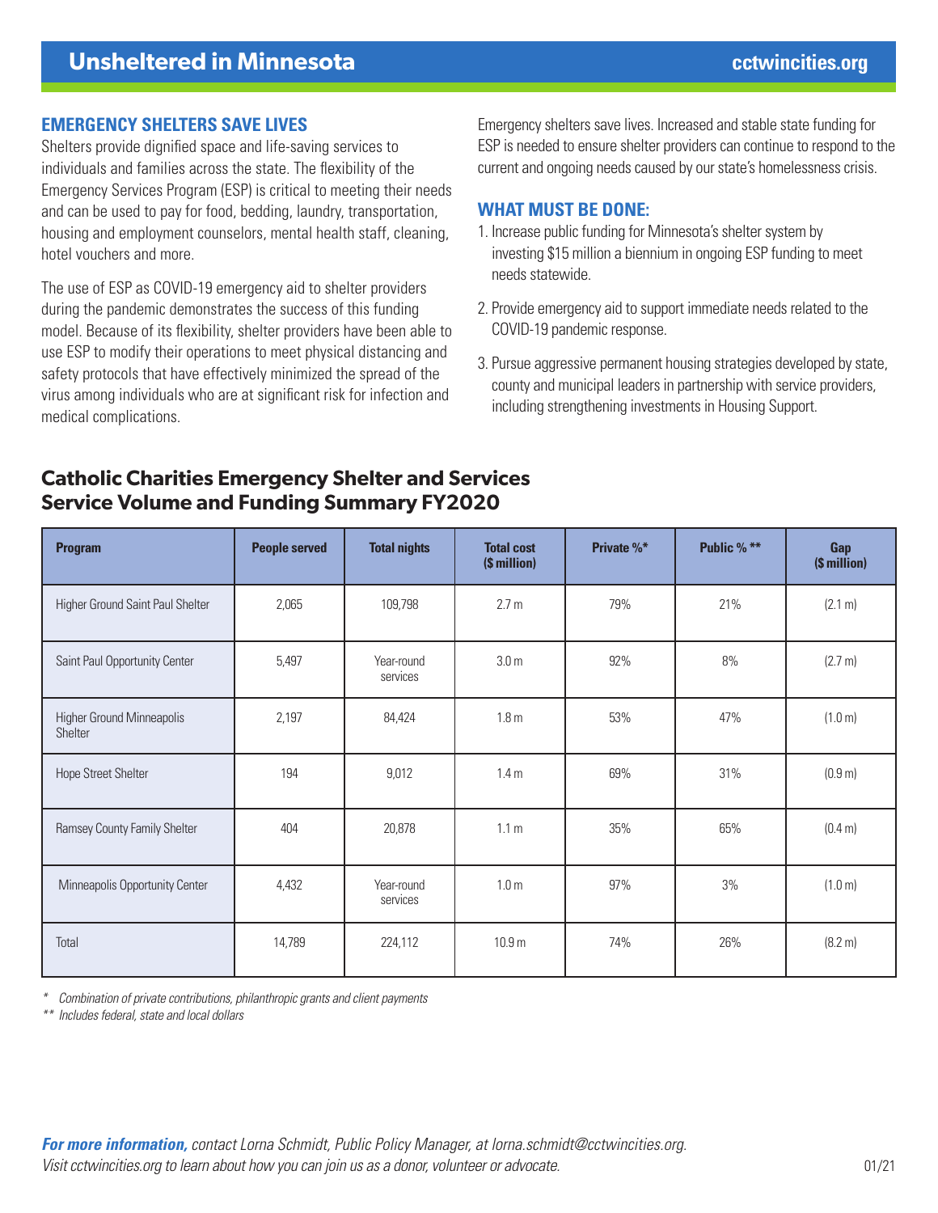# Unsheltered in Minnesota

cctwincities.org

## EMERGENCY SHELTERS SAVE LIVES

Shelters provide dignified space and life-saving services to individuals and families across the state. The flexibility of the Emergency Services Program (ESP) is critical to meeting their needs and can be used to pay for food, bedding, laundry, transportation, housing and employment counselors, mental health staff, cleaning, hotel vouchers and more.

The use of ESP as COVID-19 emergency aid to shelter providers during the pandemic demonstrates the success of this funding model. Because of its flexibility, shelter providers have been able to use ESP to modify their operations to meet physical distancing and safety protocols that have effectively minimized the spread of the virus among individuals who are at significant risk for infection and medical complications.

Emergency shelters save lives. Increased and stable state funding for ESP is needed to ensure shelter providers can continue to respond to the current and ongoing needs caused by our state's homelessness crisis.

## WHAT MUST BE DONE:

1. Increase public funding for Minnesota's shelter system by investing $15 million a biennium in ongoing ESP funding to meet needs statewide.
2. Provide emergency aid to support immediate needs related to the COVID-19 pandemic response.
3. Pursue aggressive permanent housing strategies developed by state, county and municipal leaders in partnership with service providers, including strengthening investments in Housing Support.

## Catholic Charities Emergency Shelter and Services Service Volume and Funding Summary FY2020

| Program | People served | Total nights | Total cost ($ million) | Private %* | Public % ** | Gap ($ million) |
|---|---|---|---|---|---|---|
| Higher Ground Saint Paul Shelter | 2,065 | 109,798 | 2.7 m | 79% | 21% | (2.1 m) |
| Saint Paul Opportunity Center | 5,497 | Year-round services | 3.0 m | 92% | 8% | (2.7 m) |
| Higher Ground Minneapolis Shelter | 2,197 | 84,424 | 1.8 m | 53% | 47% | (1.0 m) |
| Hope Street Shelter | 194 | 9,012 | 1.4 m | 69% | 31% | (0.9 m) |
| Ramsey County Family Shelter | 404 | 20,878 | 1.1 m | 35% | 65% | (0.4 m) |
| Minneapolis Opportunity Center | 4,432 | Year-round services | 1.0 m | 97% | 3% | (1.0 m) |
| Total | 14,789 | 224,112 | 10.9 m | 74% | 26% | (8.2 m) |

\* *Combination of private contributions, philanthropic grants and client payments*

\*\* *Includes federal, state and local dollars*

***For more information,*** *contact Lorna Schmidt, Public Policy Manager, at lorna.schmidt@cctwincities.org.*
*Visit cctwincities.org to learn about how you can join us as a donor, volunteer or advocate.*

01/21